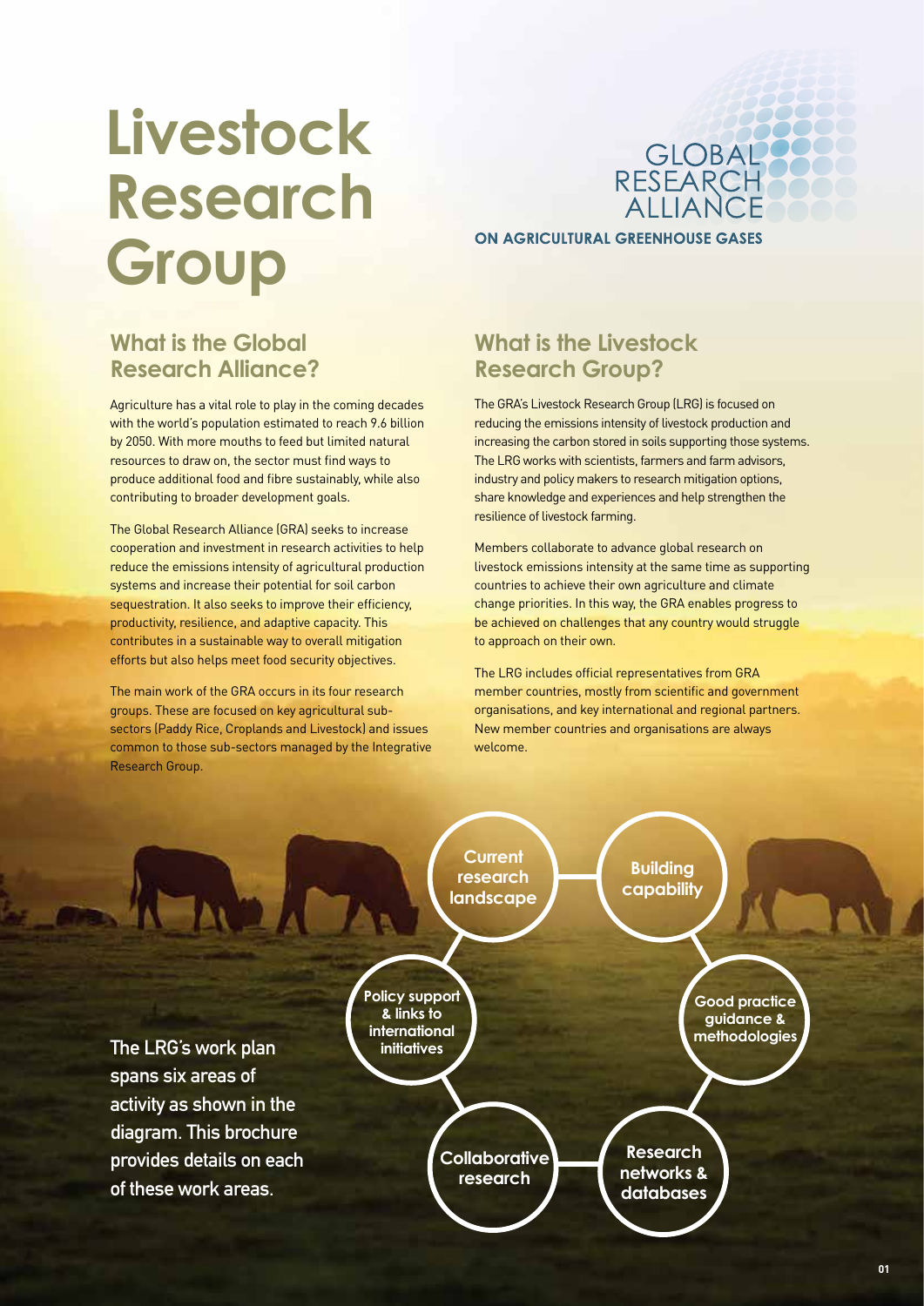# Livestock Research Group

GLOBAL RESEARCH ALLIANCE

**ON AGRICULTURAL GREENHOUSE GASES**

## What is the Global Research Alliance?

Agriculture has a vital role to play in the coming decades with the world's population estimated to reach 9.6 billion by 2050. With more mouths to feed but limited natural resources to draw on, the sector must find ways to produce additional food and fibre sustainably, while also contributing to broader development goals.

The Global Research Alliance (GRA) seeks to increase cooperation and investment in research activities to help reduce the emissions intensity of agricultural production systems and increase their potential for soil carbon sequestration. It also seeks to improve their efficiency, productivity, resilience, and adaptive capacity. This contributes in a sustainable way to overall mitigation efforts but also helps meet food security objectives.

The main work of the GRA occurs in its four research groups. These are focused on key agricultural sub-sectors (Paddy Rice, Croplands and Livestock) and issues common to those sub-sectors managed by the Integrative Research Group.

## What is the Livestock Research Group?

The GRA's Livestock Research Group (LRG) is focused on reducing the emissions intensity of livestock production and increasing the carbon stored in soils supporting those systems. The LRG works with scientists, farmers and farm advisors, industry and policy makers to research mitigation options, share knowledge and experiences and help strengthen the resilience of livestock farming.

Members collaborate to advance global research on livestock emissions intensity at the same time as supporting countries to achieve their own agriculture and climate change priorities. In this way, the GRA enables progress to be achieved on challenges that any country would struggle to approach on their own.

The LRG includes official representatives from GRA member countries, mostly from scientific and government organisations, and key international and regional partners. New member countries and organisations are always welcome.

**The LRG's work plan spans six areas of activity as shown in the diagram. This brochure provides details on each of these work areas.**

- Current research landscape
- Building capability
- Good practice guidance & methodologies
- Research networks & databases
- Collaborative research
- Policy support & links to international initiatives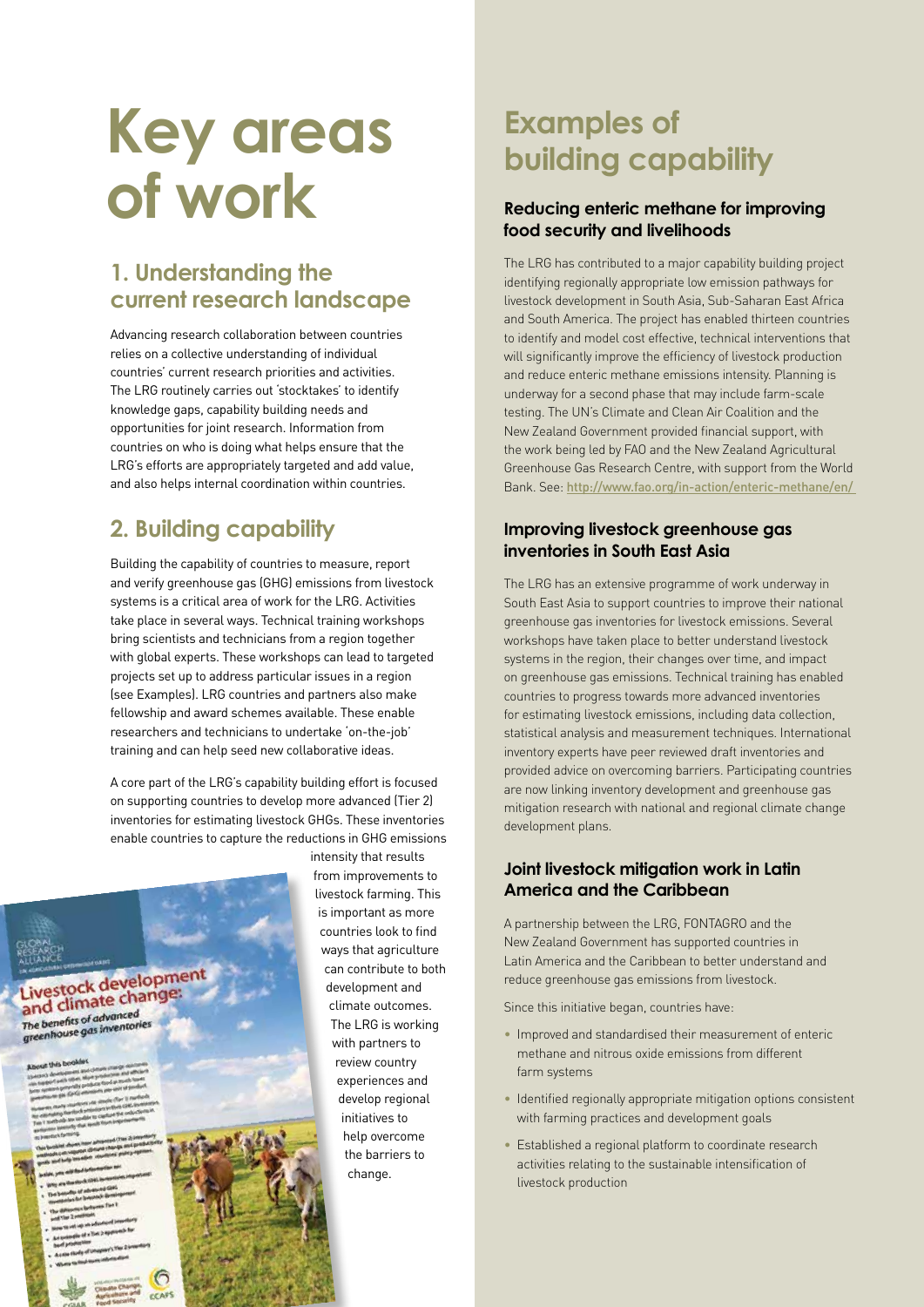# Key areas of work

## 1. Understanding the current research landscape

Advancing research collaboration between countries relies on a collective understanding of individual countries' current research priorities and activities. The LRG routinely carries out 'stocktakes' to identify knowledge gaps, capability building needs and opportunities for joint research. Information from countries on who is doing what helps ensure that the LRG's efforts are appropriately targeted and add value, and also helps internal coordination within countries.

## 2. Building capability

Building the capability of countries to measure, report and verify greenhouse gas (GHG) emissions from livestock systems is a critical area of work for the LRG. Activities take place in several ways. Technical training workshops bring scientists and technicians from a region together with global experts. These workshops can lead to targeted projects set up to address particular issues in a region (see Examples). LRG countries and partners also make fellowship and award schemes available. These enable researchers and technicians to undertake 'on-the-job' training and can help seed new collaborative ideas.

A core part of the LRG's capability building effort is focused on supporting countries to develop more advanced (Tier 2) inventories for estimating livestock GHGs. These inventories enable countries to capture the reductions in GHG emissions intensity that results from improvements to livestock farming. This is important as more countries look to find ways that agriculture can contribute to both development and climate outcomes. The LRG is working with partners to review country experiences and develop regional initiatives to help overcome the barriers to change.

# Examples of building capability

### Reducing enteric methane for improving food security and livelihoods

The LRG has contributed to a major capability building project identifying regionally appropriate low emission pathways for livestock development in South Asia, Sub-Saharan East Africa and South America. The project has enabled thirteen countries to identify and model cost effective, technical interventions that will significantly improve the efficiency of livestock production and reduce enteric methane emissions intensity. Planning is underway for a second phase that may include farm-scale testing. The UN's Climate and Clean Air Coalition and the New Zealand Government provided financial support, with the work being led by FAO and the New Zealand Agricultural Greenhouse Gas Research Centre, with support from the World Bank. See: http://www.fao.org/in-action/enteric-methane/en/

### Improving livestock greenhouse gas inventories in South East Asia

The LRG has an extensive programme of work underway in South East Asia to support countries to improve their national greenhouse gas inventories for livestock emissions. Several workshops have taken place to better understand livestock systems in the region, their changes over time, and impact on greenhouse gas emissions. Technical training has enabled countries to progress towards more advanced inventories for estimating livestock emissions, including data collection, statistical analysis and measurement techniques. International inventory experts have peer reviewed draft inventories and provided advice on overcoming barriers. Participating countries are now linking inventory development and greenhouse gas mitigation research with national and regional climate change development plans.

### Joint livestock mitigation work in Latin America and the Caribbean

A partnership between the LRG, FONTAGRO and the New Zealand Government has supported countries in Latin America and the Caribbean to better understand and reduce greenhouse gas emissions from livestock.

Since this initiative began, countries have:

- Improved and standardised their measurement of enteric methane and nitrous oxide emissions from different farm systems
- Identified regionally appropriate mitigation options consistent with farming practices and development goals
- Established a regional platform to coordinate research activities relating to the sustainable intensification of livestock production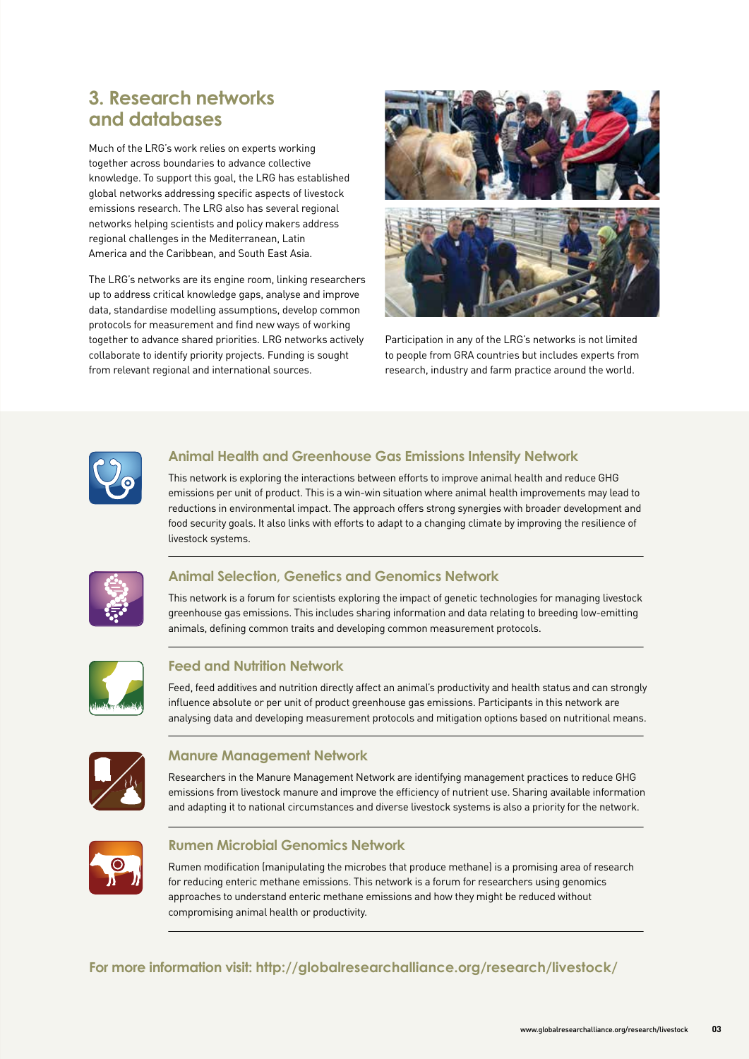## 3. Research networks and databases

Much of the LRG's work relies on experts working together across boundaries to advance collective knowledge. To support this goal, the LRG has established global networks addressing specific aspects of livestock emissions research. The LRG also has several regional networks helping scientists and policy makers address regional challenges in the Mediterranean, Latin America and the Caribbean, and South East Asia.

The LRG's networks are its engine room, linking researchers up to address critical knowledge gaps, analyse and improve data, standardise modelling assumptions, develop common protocols for measurement and find new ways of working together to advance shared priorities. LRG networks actively collaborate to identify priority projects. Funding is sought from relevant regional and international sources.

Participation in any of the LRG's networks is not limited to people from GRA countries but includes experts from research, industry and farm practice around the world.

### Animal Health and Greenhouse Gas Emissions Intensity Network

This network is exploring the interactions between efforts to improve animal health and reduce GHG emissions per unit of product. This is a win-win situation where animal health improvements may lead to reductions in environmental impact. The approach offers strong synergies with broader development and food security goals. It also links with efforts to adapt to a changing climate by improving the resilience of livestock systems.

### Animal Selection, Genetics and Genomics Network

This network is a forum for scientists exploring the impact of genetic technologies for managing livestock greenhouse gas emissions. This includes sharing information and data relating to breeding low-emitting animals, defining common traits and developing common measurement protocols.

### Feed and Nutrition Network

Feed, feed additives and nutrition directly affect an animal's productivity and health status and can strongly influence absolute or per unit of product greenhouse gas emissions. Participants in this network are analysing data and developing measurement protocols and mitigation options based on nutritional means.

### Manure Management Network

Researchers in the Manure Management Network are identifying management practices to reduce GHG emissions from livestock manure and improve the efficiency of nutrient use. Sharing available information and adapting it to national circumstances and diverse livestock systems is also a priority for the network.

### Rumen Microbial Genomics Network

Rumen modification (manipulating the microbes that produce methane) is a promising area of research for reducing enteric methane emissions. This network is a forum for researchers using genomics approaches to understand enteric methane emissions and how they might be reduced without compromising animal health or productivity.

**For more information visit: http://globalresearchalliance.org/research/livestock/**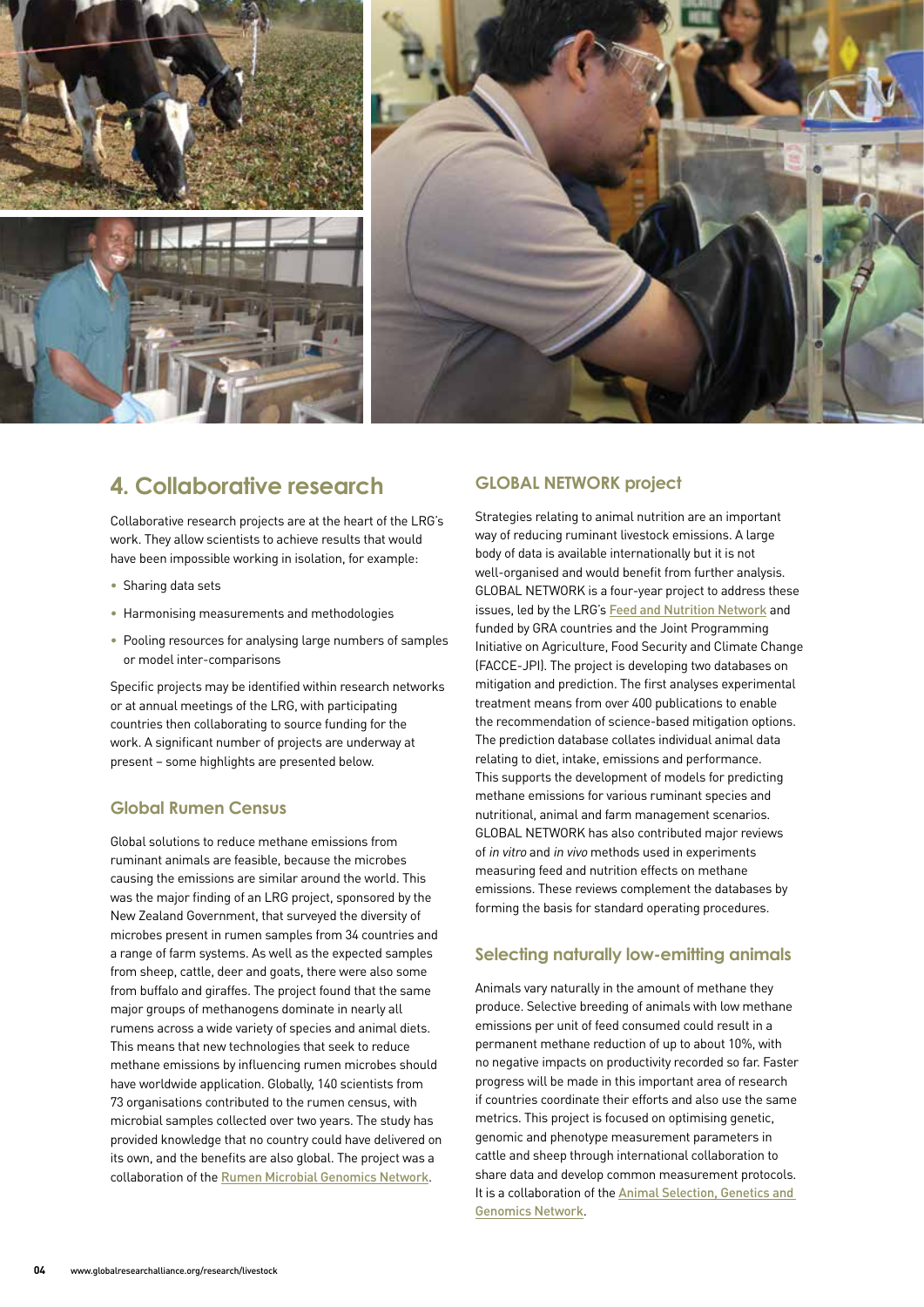## 4. Collaborative research

Collaborative research projects are at the heart of the LRG's work. They allow scientists to achieve results that would have been impossible working in isolation, for example:

- Sharing data sets
- Harmonising measurements and methodologies
- Pooling resources for analysing large numbers of samples or model inter-comparisons

Specific projects may be identified within research networks or at annual meetings of the LRG, with participating countries then collaborating to source funding for the work. A significant number of projects are underway at present – some highlights are presented below.

### Global Rumen Census

Global solutions to reduce methane emissions from ruminant animals are feasible, because the microbes causing the emissions are similar around the world. This was the major finding of an LRG project, sponsored by the New Zealand Government, that surveyed the diversity of microbes present in rumen samples from 34 countries and a range of farm systems. As well as the expected samples from sheep, cattle, deer and goats, there were also some from buffalo and giraffes. The project found that the same major groups of methanogens dominate in nearly all rumens across a wide variety of species and animal diets. This means that new technologies that seek to reduce methane emissions by influencing rumen microbes should have worldwide application. Globally, 140 scientists from 73 organisations contributed to the rumen census, with microbial samples collected over two years. The study has provided knowledge that no country could have delivered on its own, and the benefits are also global. The project was a collaboration of the Rumen Microbial Genomics Network.

### GLOBAL NETWORK project

Strategies relating to animal nutrition are an important way of reducing ruminant livestock emissions. A large body of data is available internationally but it is not well-organised and would benefit from further analysis. GLOBAL NETWORK is a four-year project to address these issues, led by the LRG's Feed and Nutrition Network and funded by GRA countries and the Joint Programming Initiative on Agriculture, Food Security and Climate Change (FACCE-JPI). The project is developing two databases on mitigation and prediction. The first analyses experimental treatment means from over 400 publications to enable the recommendation of science-based mitigation options. The prediction database collates individual animal data relating to diet, intake, emissions and performance. This supports the development of models for predicting methane emissions for various ruminant species and nutritional, animal and farm management scenarios. GLOBAL NETWORK has also contributed major reviews of *in vitro* and *in vivo* methods used in experiments measuring feed and nutrition effects on methane emissions. These reviews complement the databases by forming the basis for standard operating procedures.

### Selecting naturally low-emitting animals

Animals vary naturally in the amount of methane they produce. Selective breeding of animals with low methane emissions per unit of feed consumed could result in a permanent methane reduction of up to about 10%, with no negative impacts on productivity recorded so far. Faster progress will be made in this important area of research if countries coordinate their efforts and also use the same metrics. This project is focused on optimising genetic, genomic and phenotype measurement parameters in cattle and sheep through international collaboration to share data and develop common measurement protocols. It is a collaboration of the Animal Selection, Genetics and Genomics Network.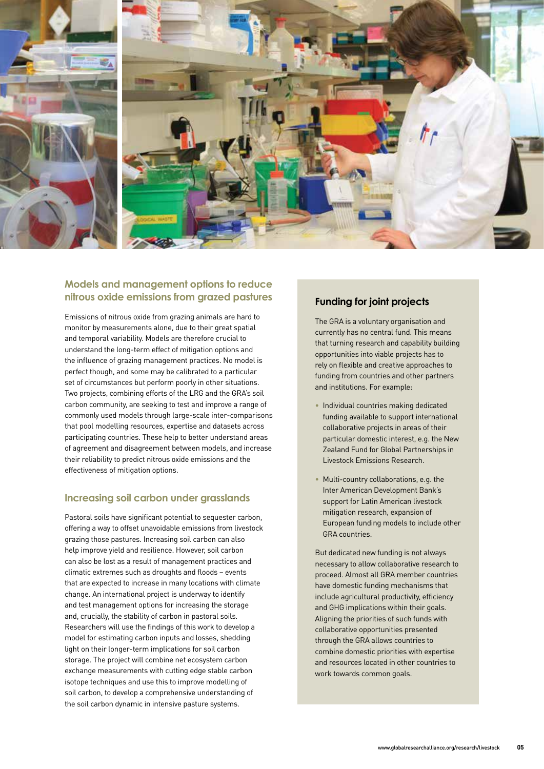## Models and management options to reduce nitrous oxide emissions from grazed pastures

Emissions of nitrous oxide from grazing animals are hard to monitor by measurements alone, due to their great spatial and temporal variability. Models are therefore crucial to understand the long-term effect of mitigation options and the influence of grazing management practices. No model is perfect though, and some may be calibrated to a particular set of circumstances but perform poorly in other situations. Two projects, combining efforts of the LRG and the GRA's soil carbon community, are seeking to test and improve a range of commonly used models through large-scale inter-comparisons that pool modelling resources, expertise and datasets across participating countries. These help to better understand areas of agreement and disagreement between models, and increase their reliability to predict nitrous oxide emissions and the effectiveness of mitigation options.

## Increasing soil carbon under grasslands

Pastoral soils have significant potential to sequester carbon, offering a way to offset unavoidable emissions from livestock grazing those pastures. Increasing soil carbon can also help improve yield and resilience. However, soil carbon can also be lost as a result of management practices and climatic extremes such as droughts and floods – events that are expected to increase in many locations with climate change. An international project is underway to identify and test management options for increasing the storage and, crucially, the stability of carbon in pastoral soils. Researchers will use the findings of this work to develop a model for estimating carbon inputs and losses, shedding light on their longer-term implications for soil carbon storage. The project will combine net ecosystem carbon exchange measurements with cutting edge stable carbon isotope techniques and use this to improve modelling of soil carbon, to develop a comprehensive understanding of the soil carbon dynamic in intensive pasture systems.

## Funding for joint projects

The GRA is a voluntary organisation and currently has no central fund. This means that turning research and capability building opportunities into viable projects has to rely on flexible and creative approaches to funding from countries and other partners and institutions. For example:

- Individual countries making dedicated funding available to support international collaborative projects in areas of their particular domestic interest, e.g. the New Zealand Fund for Global Partnerships in Livestock Emissions Research.
- Multi-country collaborations, e.g. the Inter American Development Bank's support for Latin American livestock mitigation research, expansion of European funding models to include other GRA countries.

But dedicated new funding is not always necessary to allow collaborative research to proceed. Almost all GRA member countries have domestic funding mechanisms that include agricultural productivity, efficiency and GHG implications within their goals. Aligning the priorities of such funds with collaborative opportunities presented through the GRA allows countries to combine domestic priorities with expertise and resources located in other countries to work towards common goals.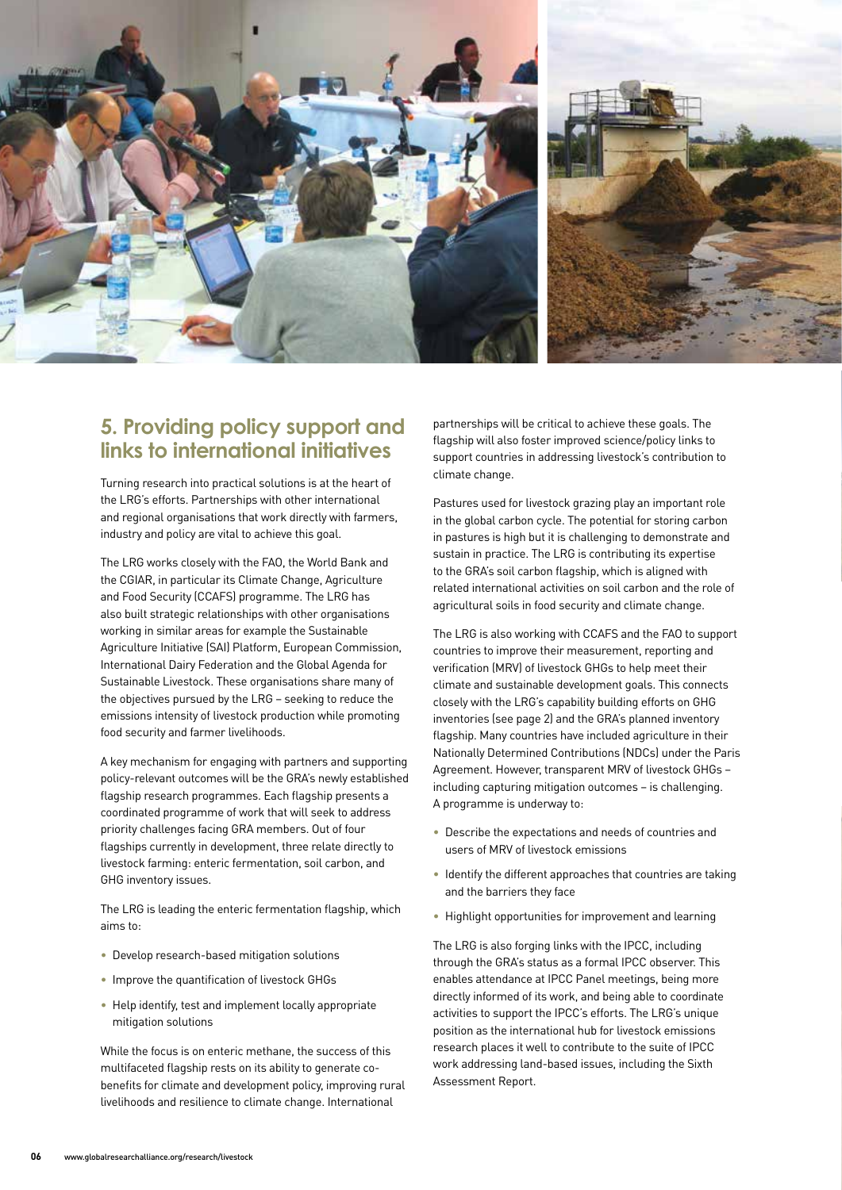## 5. Providing policy support and links to international initiatives

Turning research into practical solutions is at the heart of the LRG's efforts. Partnerships with other international and regional organisations that work directly with farmers, industry and policy are vital to achieve this goal.

The LRG works closely with the FAO, the World Bank and the CGIAR, in particular its Climate Change, Agriculture and Food Security (CCAFS) programme. The LRG has also built strategic relationships with other organisations working in similar areas for example the Sustainable Agriculture Initiative (SAI) Platform, European Commission, International Dairy Federation and the Global Agenda for Sustainable Livestock. These organisations share many of the objectives pursued by the LRG – seeking to reduce the emissions intensity of livestock production while promoting food security and farmer livelihoods.

A key mechanism for engaging with partners and supporting policy-relevant outcomes will be the GRA's newly established flagship research programmes. Each flagship presents a coordinated programme of work that will seek to address priority challenges facing GRA members. Out of four flagships currently in development, three relate directly to livestock farming: enteric fermentation, soil carbon, and GHG inventory issues.

The LRG is leading the enteric fermentation flagship, which aims to:

- Develop research-based mitigation solutions
- Improve the quantification of livestock GHGs
- Help identify, test and implement locally appropriate mitigation solutions

While the focus is on enteric methane, the success of this multifaceted flagship rests on its ability to generate co-benefits for climate and development policy, improving rural livelihoods and resilience to climate change. International partnerships will be critical to achieve these goals. The flagship will also foster improved science/policy links to support countries in addressing livestock's contribution to climate change.

Pastures used for livestock grazing play an important role in the global carbon cycle. The potential for storing carbon in pastures is high but it is challenging to demonstrate and sustain in practice. The LRG is contributing its expertise to the GRA's soil carbon flagship, which is aligned with related international activities on soil carbon and the role of agricultural soils in food security and climate change.

The LRG is also working with CCAFS and the FAO to support countries to improve their measurement, reporting and verification (MRV) of livestock GHGs to help meet their climate and sustainable development goals. This connects closely with the LRG's capability building efforts on GHG inventories (see page 2) and the GRA's planned inventory flagship. Many countries have included agriculture in their Nationally Determined Contributions (NDCs) under the Paris Agreement. However, transparent MRV of livestock GHGs – including capturing mitigation outcomes – is challenging. A programme is underway to:

- Describe the expectations and needs of countries and users of MRV of livestock emissions
- Identify the different approaches that countries are taking and the barriers they face
- Highlight opportunities for improvement and learning

The LRG is also forging links with the IPCC, including through the GRA's status as a formal IPCC observer. This enables attendance at IPCC Panel meetings, being more directly informed of its work, and being able to coordinate activities to support the IPCC's efforts. The LRG's unique position as the international hub for livestock emissions research places it well to contribute to the suite of IPCC work addressing land-based issues, including the Sixth Assessment Report.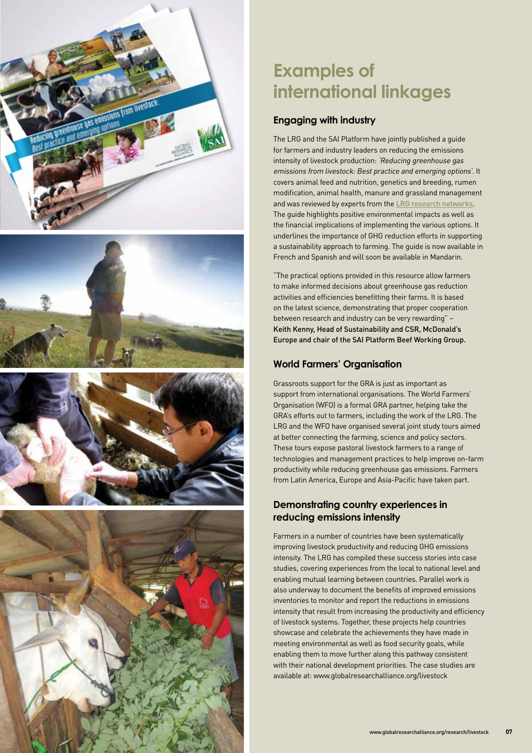# Examples of international linkages

## Engaging with industry

The LRG and the SAI Platform have jointly published a guide for farmers and industry leaders on reducing the emissions intensity of livestock production: *'Reducing greenhouse gas emissions from livestock: Best practice and emerging options'*. It covers animal feed and nutrition, genetics and breeding, rumen modification, animal health, manure and grassland management and was reviewed by experts from the LRG research networks. The guide highlights positive environmental impacts as well as the financial implications of implementing the various options. It underlines the importance of GHG reduction efforts in supporting a sustainability approach to farming. The guide is now available in French and Spanish and will soon be available in Mandarin.

"The practical options provided in this resource allow farmers to make informed decisions about greenhouse gas reduction activities and efficiencies benefitting their farms. It is based on the latest science, demonstrating that proper cooperation between research and industry can be very rewarding" – Keith Kenny, Head of Sustainability and CSR, McDonald's Europe and chair of the SAI Platform Beef Working Group.

## World Farmers' Organisation

Grassroots support for the GRA is just as important as support from international organisations. The World Farmers' Organisation (WFO) is a formal GRA partner, helping take the GRA's efforts out to farmers, including the work of the LRG. The LRG and the WFO have organised several joint study tours aimed at better connecting the farming, science and policy sectors. These tours expose pastoral livestock farmers to a range of technologies and management practices to help improve on-farm productivity while reducing greenhouse gas emissions. Farmers from Latin America, Europe and Asia-Pacific have taken part.

## Demonstrating country experiences in reducing emissions intensity

Farmers in a number of countries have been systematically improving livestock productivity and reducing GHG emissions intensity. The LRG has compiled these success stories into case studies, covering experiences from the local to national level and enabling mutual learning between countries. Parallel work is also underway to document the benefits of improved emissions inventories to monitor and report the reductions in emissions intensity that result from increasing the productivity and efficiency of livestock systems. Together, these projects help countries showcase and celebrate the achievements they have made in meeting environmental as well as food security goals, while enabling them to move further along this pathway consistent with their national development priorities. The case studies are available at: www.globalresearchalliance.org/livestock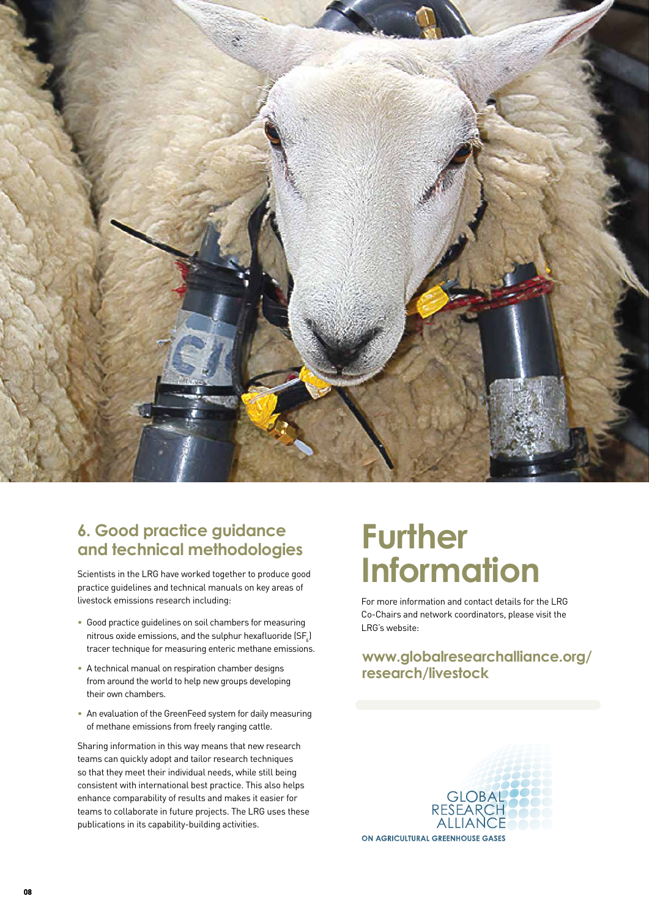## 6. Good practice guidance and technical methodologies

Scientists in the LRG have worked together to produce good practice guidelines and technical manuals on key areas of livestock emissions research including:

- Good practice guidelines on soil chambers for measuring nitrous oxide emissions, and the sulphur hexafluoride ($SF_6$) tracer technique for measuring enteric methane emissions.
- A technical manual on respiration chamber designs from around the world to help new groups developing their own chambers.
- An evaluation of the GreenFeed system for daily measuring of methane emissions from freely ranging cattle.

Sharing information in this way means that new research teams can quickly adopt and tailor research techniques so that they meet their individual needs, while still being consistent with international best practice. This also helps enhance comparability of results and makes it easier for teams to collaborate in future projects. The LRG uses these publications in its capability-building activities.

# Further Information

For more information and contact details for the LRG Co-Chairs and network coordinators, please visit the LRG's website:

**www.globalresearchalliance.org/research/livestock**

GLOBAL RESEARCH ALLIANCE
ON AGRICULTURAL GREENHOUSE GASES